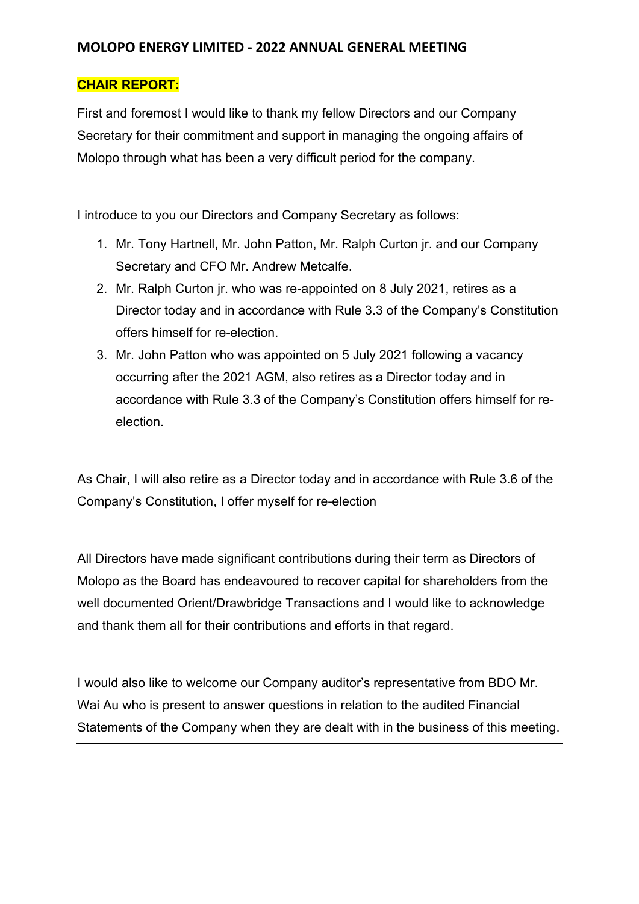# MOLOPO ENERGY LIMITED - 2022 ANNUAL GENERAL MEETING

## CHAIR REPORT:

First and foremost I would like to thank my fellow Directors and our Company Secretary for their commitment and support in managing the ongoing affairs of Molopo through what has been a very difficult period for the company.

I introduce to you our Directors and Company Secretary as follows:

1. Mr. Tony Hartnell, Mr. John Patton, Mr. Ralph Curton jr. and our Company Secretary and CFO Mr. Andrew Metcalfe.
2. Mr. Ralph Curton jr. who was re-appointed on 8 July 2021, retires as a Director today and in accordance with Rule 3.3 of the Company's Constitution offers himself for re-election.
3. Mr. John Patton who was appointed on 5 July 2021 following a vacancy occurring after the 2021 AGM, also retires as a Director today and in accordance with Rule 3.3 of the Company's Constitution offers himself for re-election.

As Chair, I will also retire as a Director today and in accordance with Rule 3.6 of the Company's Constitution, I offer myself for re-election

All Directors have made significant contributions during their term as Directors of Molopo as the Board has endeavoured to recover capital for shareholders from the well documented Orient/Drawbridge Transactions and I would like to acknowledge and thank them all for their contributions and efforts in that regard.

I would also like to welcome our Company auditor's representative from BDO Mr. Wai Au who is present to answer questions in relation to the audited Financial Statements of the Company when they are dealt with in the business of this meeting.

---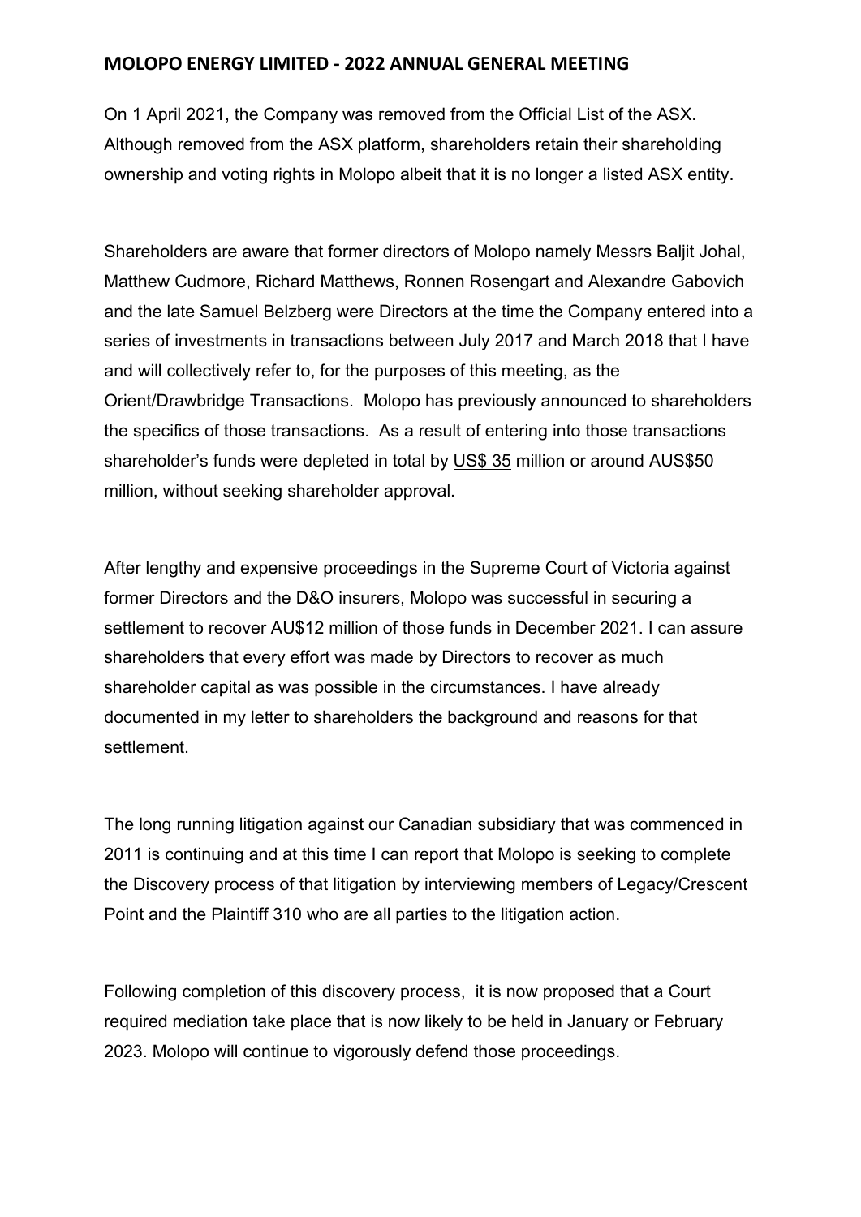# MOLOPO ENERGY LIMITED - 2022 ANNUAL GENERAL MEETING

On 1 April 2021, the Company was removed from the Official List of the ASX. Although removed from the ASX platform, shareholders retain their shareholding ownership and voting rights in Molopo albeit that it is no longer a listed ASX entity.

Shareholders are aware that former directors of Molopo namely Messrs Baljit Johal, Matthew Cudmore, Richard Matthews, Ronnen Rosengart and Alexandre Gabovich and the late Samuel Belzberg were Directors at the time the Company entered into a series of investments in transactions between July 2017 and March 2018 that I have and will collectively refer to, for the purposes of this meeting, as the Orient/Drawbridge Transactions. Molopo has previously announced to shareholders the specifics of those transactions. As a result of entering into those transactions shareholder's funds were depleted in total by US$ 35 million or around AUS$50 million, without seeking shareholder approval.

After lengthy and expensive proceedings in the Supreme Court of Victoria against former Directors and the D&O insurers, Molopo was successful in securing a settlement to recover AU$12 million of those funds in December 2021. I can assure shareholders that every effort was made by Directors to recover as much shareholder capital as was possible in the circumstances. I have already documented in my letter to shareholders the background and reasons for that settlement.

The long running litigation against our Canadian subsidiary that was commenced in 2011 is continuing and at this time I can report that Molopo is seeking to complete the Discovery process of that litigation by interviewing members of Legacy/Crescent Point and the Plaintiff 310 who are all parties to the litigation action.

Following completion of this discovery process, it is now proposed that a Court required mediation take place that is now likely to be held in January or February 2023. Molopo will continue to vigorously defend those proceedings.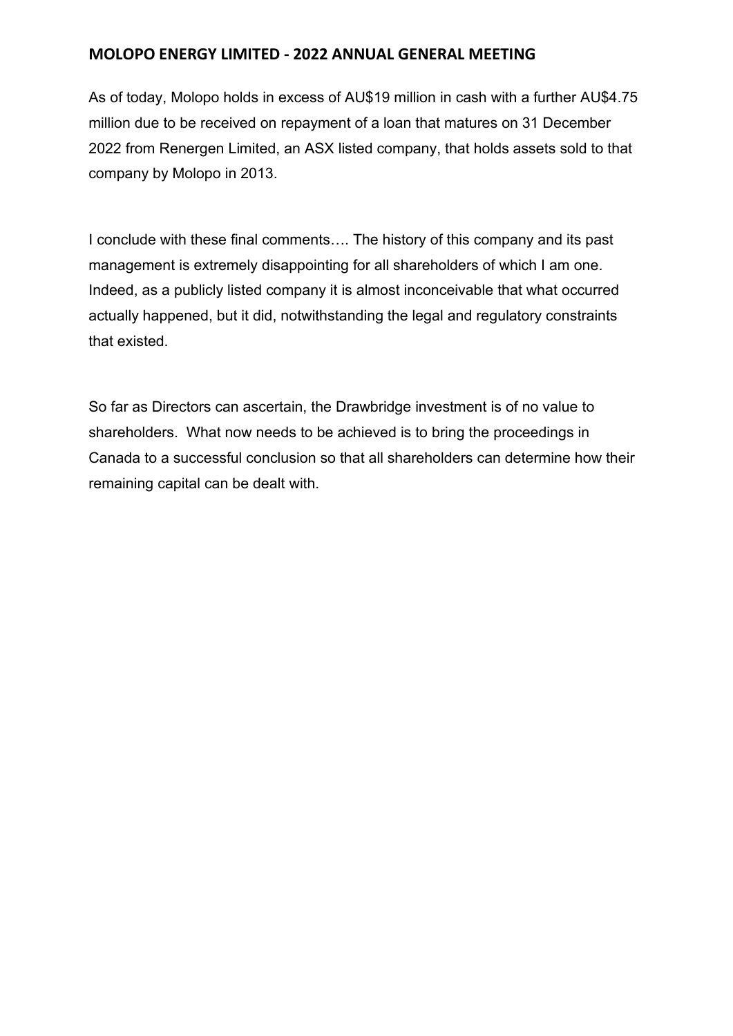**MOLOPO ENERGY LIMITED - 2022 ANNUAL GENERAL MEETING**

As of today, Molopo holds in excess of AU$19 million in cash with a further AU$4.75 million due to be received on repayment of a loan that matures on 31 December 2022 from Renergen Limited, an ASX listed company, that holds assets sold to that company by Molopo in 2013.

I conclude with these final comments…. The history of this company and its past management is extremely disappointing for all shareholders of which I am one. Indeed, as a publicly listed company it is almost inconceivable that what occurred actually happened, but it did, notwithstanding the legal and regulatory constraints that existed.

So far as Directors can ascertain, the Drawbridge investment is of no value to shareholders. What now needs to be achieved is to bring the proceedings in Canada to a successful conclusion so that all shareholders can determine how their remaining capital can be dealt with.